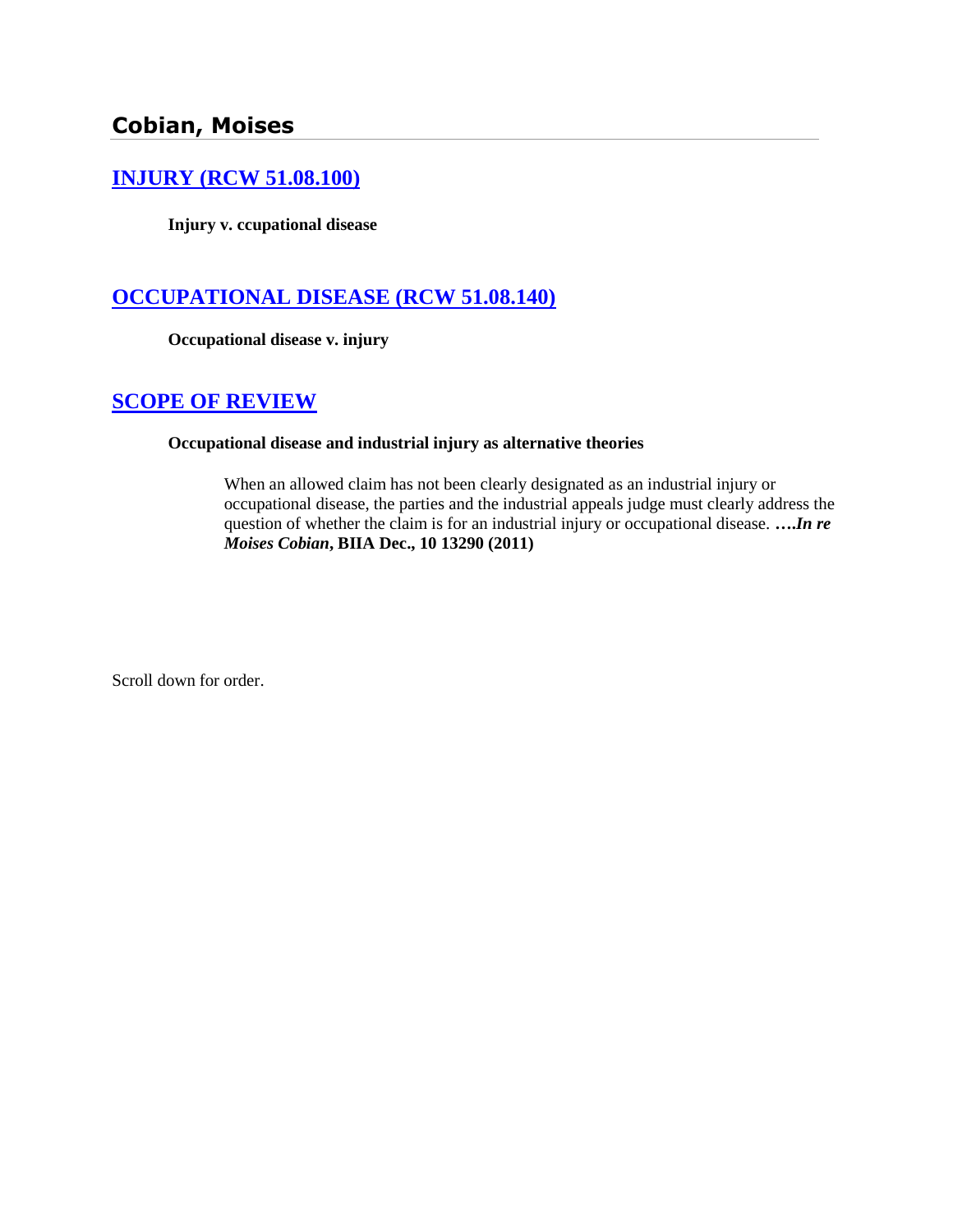## Cobian, Moises

### [INJURY (RCW 51.08.100)]

**Injury v. ccupational disease**

### [OCCUPATIONAL DISEASE (RCW 51.08.140)]

**Occupational disease v. injury**

### [SCOPE OF REVIEW]

**Occupational disease and industrial injury as alternative theories**

When an allowed claim has not been clearly designated as an industrial injury or occupational disease, the parties and the industrial appeals judge must clearly address the question of whether the claim is for an industrial injury or occupational disease. ****….In re Moises Cobian*, BIIA Dec., 10 13290 (2011)**

Scroll down for order.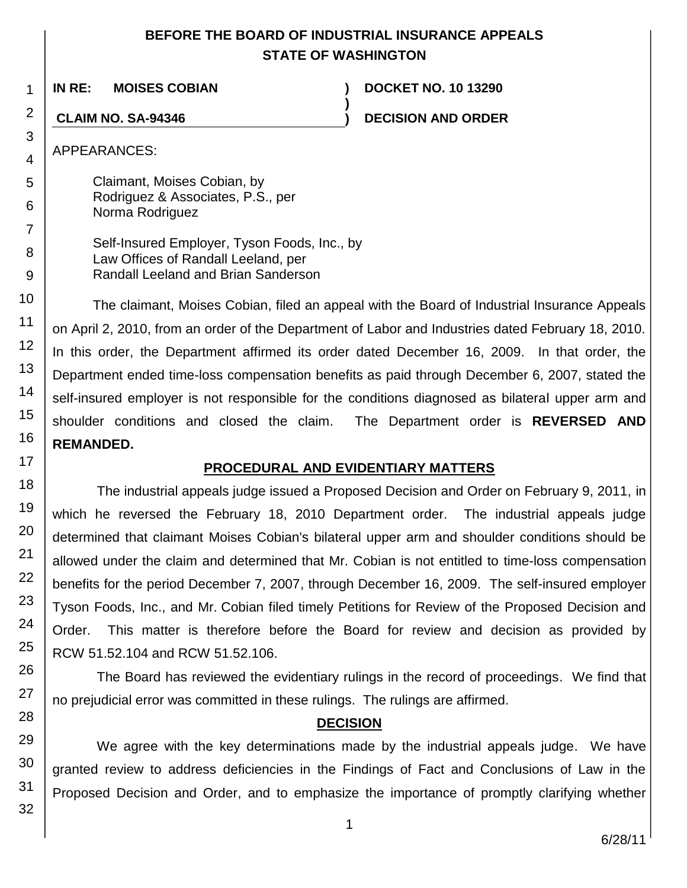**BEFORE THE BOARD OF INDUSTRIAL INSURANCE APPEALS**
**STATE OF WASHINGTON**

| | | |
|---|---|---|
| **IN RE: MOISES COBIAN** | **)** | **DOCKET NO. 10 13290** |
| | **)** | |
| **CLAIM NO. SA-94346** | **)** | **DECISION AND ORDER** |

APPEARANCES:

Claimant, Moises Cobian, by
Rodriguez & Associates, P.S., per
Norma Rodriguez

Self-Insured Employer, Tyson Foods, Inc., by
Law Offices of Randall Leeland, per
Randall Leeland and Brian Sanderson

The claimant, Moises Cobian, filed an appeal with the Board of Industrial Insurance Appeals on April 2, 2010, from an order of the Department of Labor and Industries dated February 18, 2010. In this order, the Department affirmed its order dated December 16, 2009. In that order, the Department ended time-loss compensation benefits as paid through December 6, 2007, stated the self-insured employer is not responsible for the conditions diagnosed as bilateral upper arm and shoulder conditions and closed the claim. The Department order is **REVERSED AND REMANDED.**

## PROCEDURAL AND EVIDENTIARY MATTERS

The industrial appeals judge issued a Proposed Decision and Order on February 9, 2011, in which he reversed the February 18, 2010 Department order. The industrial appeals judge determined that claimant Moises Cobian's bilateral upper arm and shoulder conditions should be allowed under the claim and determined that Mr. Cobian is not entitled to time-loss compensation benefits for the period December 7, 2007, through December 16, 2009. The self-insured employer Tyson Foods, Inc., and Mr. Cobian filed timely Petitions for Review of the Proposed Decision and Order. This matter is therefore before the Board for review and decision as provided by RCW 51.52.104 and RCW 51.52.106.

The Board has reviewed the evidentiary rulings in the record of proceedings. We find that no prejudicial error was committed in these rulings. The rulings are affirmed.

## DECISION

We agree with the key determinations made by the industrial appeals judge. We have granted review to address deficiencies in the Findings of Fact and Conclusions of Law in the Proposed Decision and Order, and to emphasize the importance of promptly clarifying whether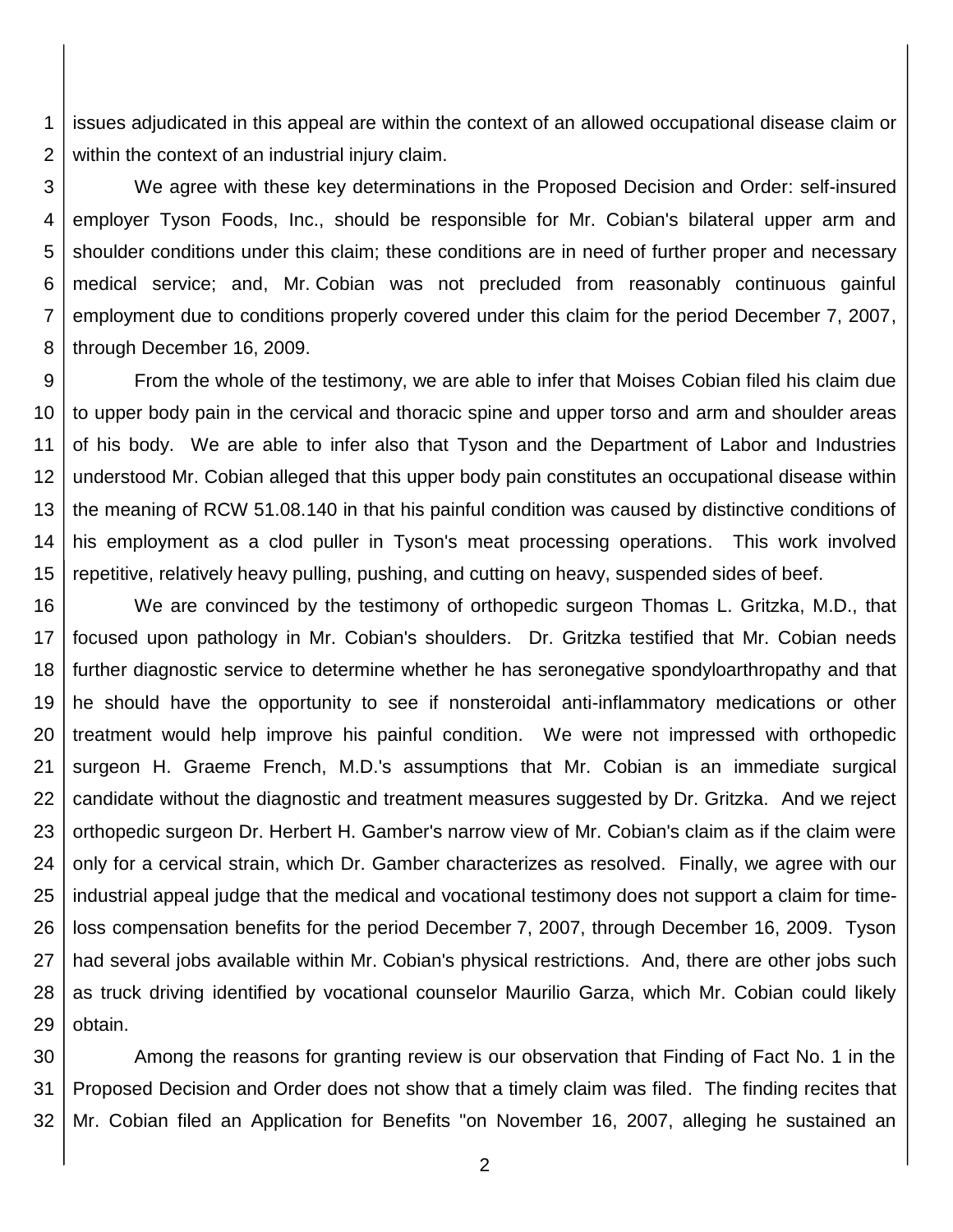issues adjudicated in this appeal are within the context of an allowed occupational disease claim or within the context of an industrial injury claim.

We agree with these key determinations in the Proposed Decision and Order: self-insured employer Tyson Foods, Inc., should be responsible for Mr. Cobian's bilateral upper arm and shoulder conditions under this claim; these conditions are in need of further proper and necessary medical service; and, Mr. Cobian was not precluded from reasonably continuous gainful employment due to conditions properly covered under this claim for the period December 7, 2007, through December 16, 2009.

From the whole of the testimony, we are able to infer that Moises Cobian filed his claim due to upper body pain in the cervical and thoracic spine and upper torso and arm and shoulder areas of his body. We are able to infer also that Tyson and the Department of Labor and Industries understood Mr. Cobian alleged that this upper body pain constitutes an occupational disease within the meaning of RCW 51.08.140 in that his painful condition was caused by distinctive conditions of his employment as a clod puller in Tyson's meat processing operations. This work involved repetitive, relatively heavy pulling, pushing, and cutting on heavy, suspended sides of beef.

We are convinced by the testimony of orthopedic surgeon Thomas L. Gritzka, M.D., that focused upon pathology in Mr. Cobian's shoulders. Dr. Gritzka testified that Mr. Cobian needs further diagnostic service to determine whether he has seronegative spondyloarthropathy and that he should have the opportunity to see if nonsteroidal anti-inflammatory medications or other treatment would help improve his painful condition. We were not impressed with orthopedic surgeon H. Graeme French, M.D.'s assumptions that Mr. Cobian is an immediate surgical candidate without the diagnostic and treatment measures suggested by Dr. Gritzka. And we reject orthopedic surgeon Dr. Herbert H. Gamber's narrow view of Mr. Cobian's claim as if the claim were only for a cervical strain, which Dr. Gamber characterizes as resolved. Finally, we agree with our industrial appeal judge that the medical and vocational testimony does not support a claim for time-loss compensation benefits for the period December 7, 2007, through December 16, 2009. Tyson had several jobs available within Mr. Cobian's physical restrictions. And, there are other jobs such as truck driving identified by vocational counselor Maurilio Garza, which Mr. Cobian could likely obtain.

Among the reasons for granting review is our observation that Finding of Fact No. 1 in the Proposed Decision and Order does not show that a timely claim was filed. The finding recites that Mr. Cobian filed an Application for Benefits "on November 16, 2007, alleging he sustained an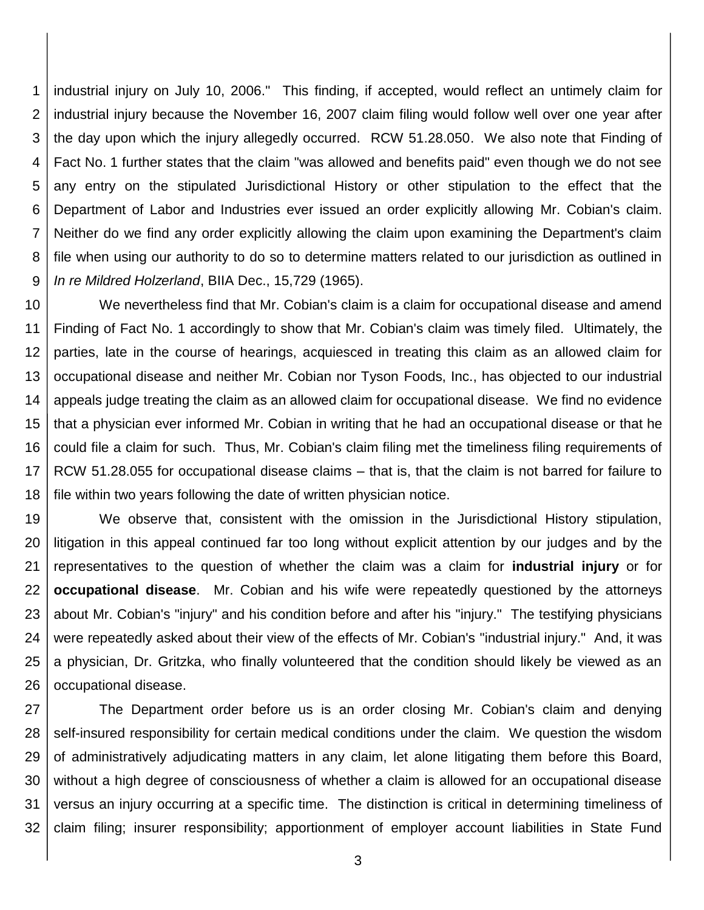industrial injury on July 10, 2006." This finding, if accepted, would reflect an untimely claim for industrial injury because the November 16, 2007 claim filing would follow well over one year after the day upon which the injury allegedly occurred. RCW 51.28.050. We also note that Finding of Fact No. 1 further states that the claim "was allowed and benefits paid" even though we do not see any entry on the stipulated Jurisdictional History or other stipulation to the effect that the Department of Labor and Industries ever issued an order explicitly allowing Mr. Cobian's claim. Neither do we find any order explicitly allowing the claim upon examining the Department's claim file when using our authority to do so to determine matters related to our jurisdiction as outlined in *In re Mildred Holzerland*, BIIA Dec., 15,729 (1965).

We nevertheless find that Mr. Cobian's claim is a claim for occupational disease and amend Finding of Fact No. 1 accordingly to show that Mr. Cobian's claim was timely filed. Ultimately, the parties, late in the course of hearings, acquiesced in treating this claim as an allowed claim for occupational disease and neither Mr. Cobian nor Tyson Foods, Inc., has objected to our industrial appeals judge treating the claim as an allowed claim for occupational disease. We find no evidence that a physician ever informed Mr. Cobian in writing that he had an occupational disease or that he could file a claim for such. Thus, Mr. Cobian's claim filing met the timeliness filing requirements of RCW 51.28.055 for occupational disease claims – that is, that the claim is not barred for failure to file within two years following the date of written physician notice.

We observe that, consistent with the omission in the Jurisdictional History stipulation, litigation in this appeal continued far too long without explicit attention by our judges and by the representatives to the question of whether the claim was a claim for **industrial injury** or for **occupational disease**. Mr. Cobian and his wife were repeatedly questioned by the attorneys about Mr. Cobian's "injury" and his condition before and after his "injury." The testifying physicians were repeatedly asked about their view of the effects of Mr. Cobian's "industrial injury." And, it was a physician, Dr. Gritzka, who finally volunteered that the condition should likely be viewed as an occupational disease.

The Department order before us is an order closing Mr. Cobian's claim and denying self-insured responsibility for certain medical conditions under the claim. We question the wisdom of administratively adjudicating matters in any claim, let alone litigating them before this Board, without a high degree of consciousness of whether a claim is allowed for an occupational disease versus an injury occurring at a specific time. The distinction is critical in determining timeliness of claim filing; insurer responsibility; apportionment of employer account liabilities in State Fund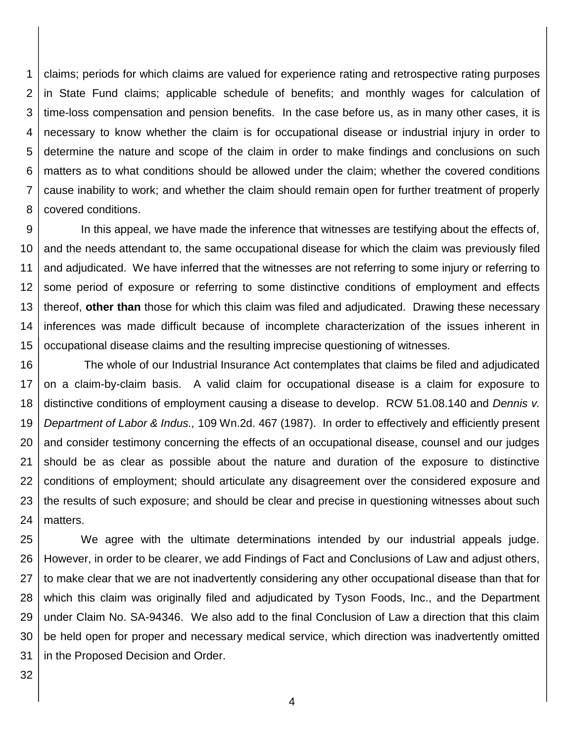claims; periods for which claims are valued for experience rating and retrospective rating purposes in State Fund claims; applicable schedule of benefits; and monthly wages for calculation of time-loss compensation and pension benefits. In the case before us, as in many other cases, it is necessary to know whether the claim is for occupational disease or industrial injury in order to determine the nature and scope of the claim in order to make findings and conclusions on such matters as to what conditions should be allowed under the claim; whether the covered conditions cause inability to work; and whether the claim should remain open for further treatment of properly covered conditions.

In this appeal, we have made the inference that witnesses are testifying about the effects of, and the needs attendant to, the same occupational disease for which the claim was previously filed and adjudicated. We have inferred that the witnesses are not referring to some injury or referring to some period of exposure or referring to some distinctive conditions of employment and effects thereof, **other than** those for which this claim was filed and adjudicated. Drawing these necessary inferences was made difficult because of incomplete characterization of the issues inherent in occupational disease claims and the resulting imprecise questioning of witnesses.

The whole of our Industrial Insurance Act contemplates that claims be filed and adjudicated on a claim-by-claim basis. A valid claim for occupational disease is a claim for exposure to distinctive conditions of employment causing a disease to develop. RCW 51.08.140 and *Dennis v. Department of Labor & Indus.,* 109 Wn.2d. 467 (1987). In order to effectively and efficiently present and consider testimony concerning the effects of an occupational disease, counsel and our judges should be as clear as possible about the nature and duration of the exposure to distinctive conditions of employment; should articulate any disagreement over the considered exposure and the results of such exposure; and should be clear and precise in questioning witnesses about such matters.

We agree with the ultimate determinations intended by our industrial appeals judge. However, in order to be clearer, we add Findings of Fact and Conclusions of Law and adjust others, to make clear that we are not inadvertently considering any other occupational disease than that for which this claim was originally filed and adjudicated by Tyson Foods, Inc., and the Department under Claim No. SA-94346. We also add to the final Conclusion of Law a direction that this claim be held open for proper and necessary medical service, which direction was inadvertently omitted in the Proposed Decision and Order.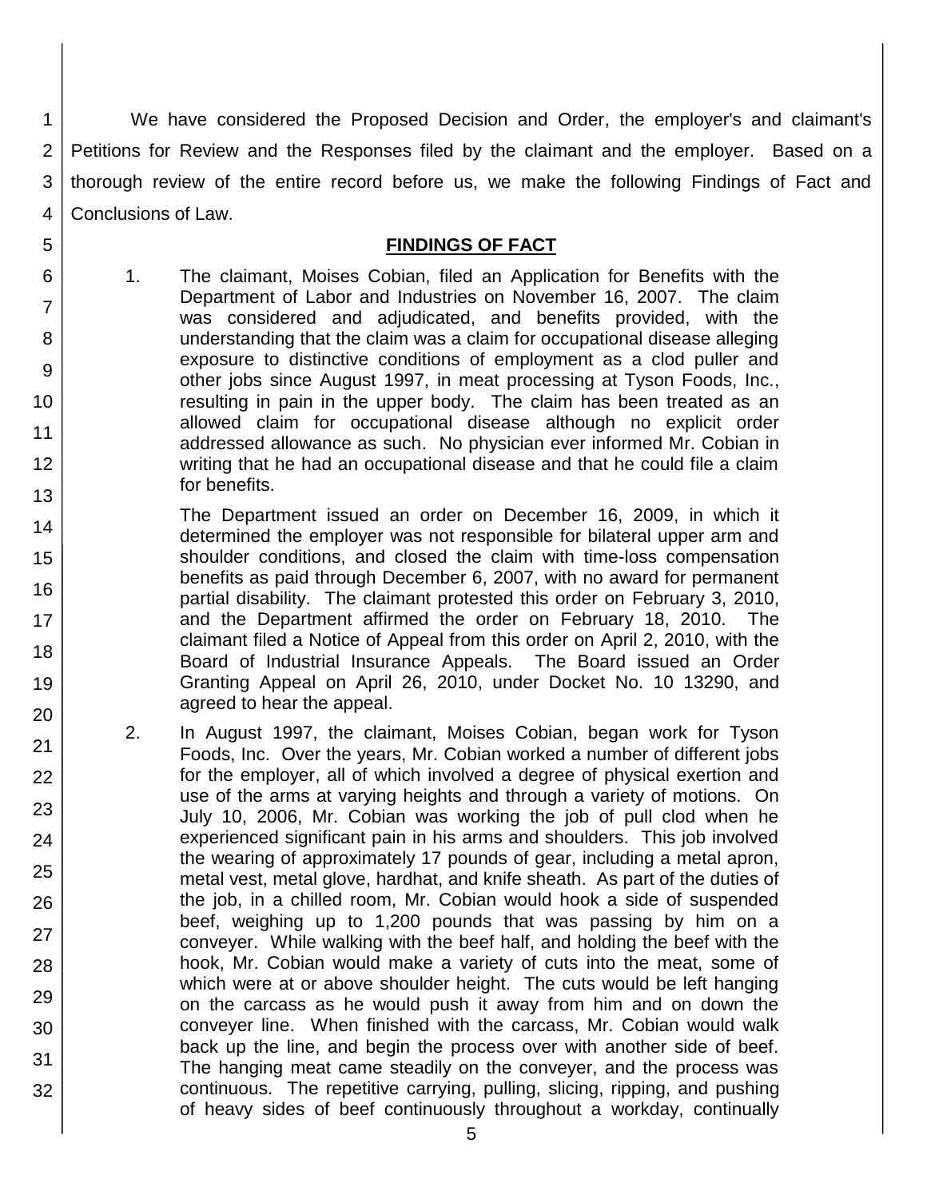We have considered the Proposed Decision and Order, the employer's and claimant's Petitions for Review and the Responses filed by the claimant and the employer. Based on a thorough review of the entire record before us, we make the following Findings of Fact and Conclusions of Law.

## FINDINGS OF FACT

1. The claimant, Moises Cobian, filed an Application for Benefits with the Department of Labor and Industries on November 16, 2007. The claim was considered and adjudicated, and benefits provided, with the understanding that the claim was a claim for occupational disease alleging exposure to distinctive conditions of employment as a clod puller and other jobs since August 1997, in meat processing at Tyson Foods, Inc., resulting in pain in the upper body. The claim has been treated as an allowed claim for occupational disease although no explicit order addressed allowance as such. No physician ever informed Mr. Cobian in writing that he had an occupational disease and that he could file a claim for benefits.

   The Department issued an order on December 16, 2009, in which it determined the employer was not responsible for bilateral upper arm and shoulder conditions, and closed the claim with time-loss compensation benefits as paid through December 6, 2007, with no award for permanent partial disability. The claimant protested this order on February 3, 2010, and the Department affirmed the order on February 18, 2010. The claimant filed a Notice of Appeal from this order on April 2, 2010, with the Board of Industrial Insurance Appeals. The Board issued an Order Granting Appeal on April 26, 2010, under Docket No. 10 13290, and agreed to hear the appeal.

2. In August 1997, the claimant, Moises Cobian, began work for Tyson Foods, Inc. Over the years, Mr. Cobian worked a number of different jobs for the employer, all of which involved a degree of physical exertion and use of the arms at varying heights and through a variety of motions. On July 10, 2006, Mr. Cobian was working the job of pull clod when he experienced significant pain in his arms and shoulders. This job involved the wearing of approximately 17 pounds of gear, including a metal apron, metal vest, metal glove, hardhat, and knife sheath. As part of the duties of the job, in a chilled room, Mr. Cobian would hook a side of suspended beef, weighing up to 1,200 pounds that was passing by him on a conveyer. While walking with the beef half, and holding the beef with the hook, Mr. Cobian would make a variety of cuts into the meat, some of which were at or above shoulder height. The cuts would be left hanging on the carcass as he would push it away from him and on down the conveyer line. When finished with the carcass, Mr. Cobian would walk back up the line, and begin the process over with another side of beef. The hanging meat came steadily on the conveyer, and the process was continuous. The repetitive carrying, pulling, slicing, ripping, and pushing of heavy sides of beef continuously throughout a workday, continually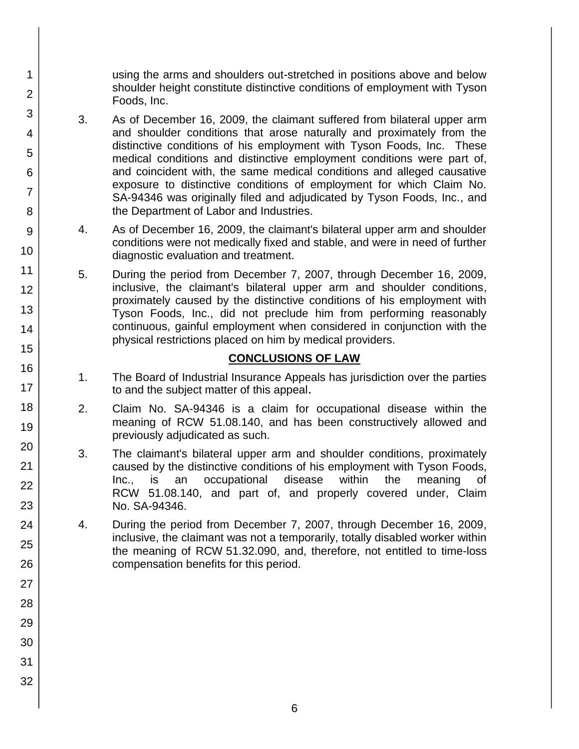using the arms and shoulders out-stretched in positions above and below shoulder height constitute distinctive conditions of employment with Tyson Foods, Inc.

3. As of December 16, 2009, the claimant suffered from bilateral upper arm and shoulder conditions that arose naturally and proximately from the distinctive conditions of his employment with Tyson Foods, Inc. These medical conditions and distinctive employment conditions were part of, and coincident with, the same medical conditions and alleged causative exposure to distinctive conditions of employment for which Claim No. SA-94346 was originally filed and adjudicated by Tyson Foods, Inc., and the Department of Labor and Industries.

4. As of December 16, 2009, the claimant's bilateral upper arm and shoulder conditions were not medically fixed and stable, and were in need of further diagnostic evaluation and treatment.

5. During the period from December 7, 2007, through December 16, 2009, inclusive, the claimant's bilateral upper arm and shoulder conditions, proximately caused by the distinctive conditions of his employment with Tyson Foods, Inc., did not preclude him from performing reasonably continuous, gainful employment when considered in conjunction with the physical restrictions placed on him by medical providers.

## CONCLUSIONS OF LAW

1. The Board of Industrial Insurance Appeals has jurisdiction over the parties to and the subject matter of this appeal.

2. Claim No. SA-94346 is a claim for occupational disease within the meaning of RCW 51.08.140, and has been constructively allowed and previously adjudicated as such.

3. The claimant's bilateral upper arm and shoulder conditions, proximately caused by the distinctive conditions of his employment with Tyson Foods, Inc., is an occupational disease within the meaning of RCW 51.08.140, and part of, and properly covered under, Claim No. SA-94346.

4. During the period from December 7, 2007, through December 16, 2009, inclusive, the claimant was not a temporarily, totally disabled worker within the meaning of RCW 51.32.090, and, therefore, not entitled to time-loss compensation benefits for this period.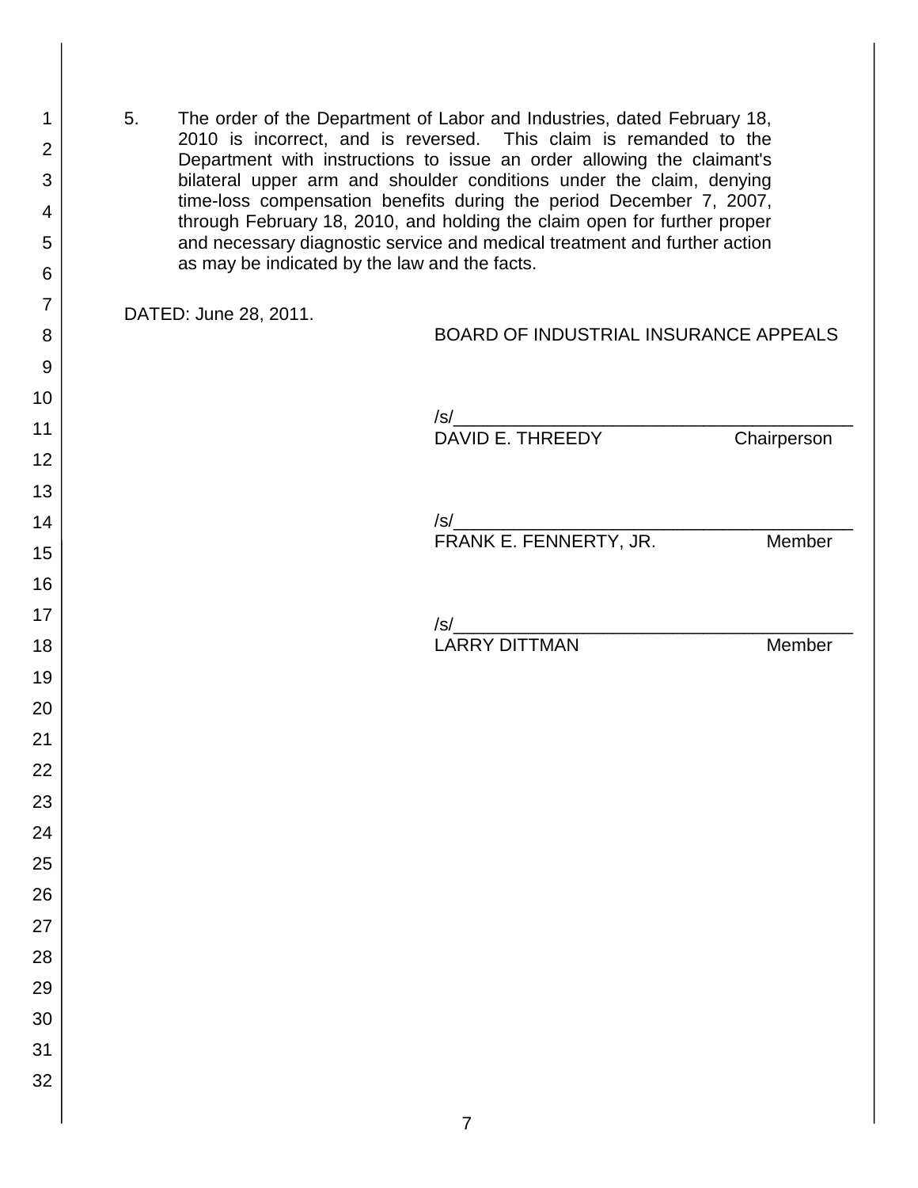5. The order of the Department of Labor and Industries, dated February 18, 2010 is incorrect, and is reversed. This claim is remanded to the Department with instructions to issue an order allowing the claimant's bilateral upper arm and shoulder conditions under the claim, denying time-loss compensation benefits during the period December 7, 2007, through February 18, 2010, and holding the claim open for further proper and necessary diagnostic service and medical treatment and further action as may be indicated by the law and the facts.

DATED: June 28, 2011.

BOARD OF INDUSTRIAL INSURANCE APPEALS

/s/________________________________________
DAVID E. THREEDY Chairperson

/s/________________________________________
FRANK E. FENNERTY, JR. Member

/s/________________________________________
LARRY DITTMAN Member